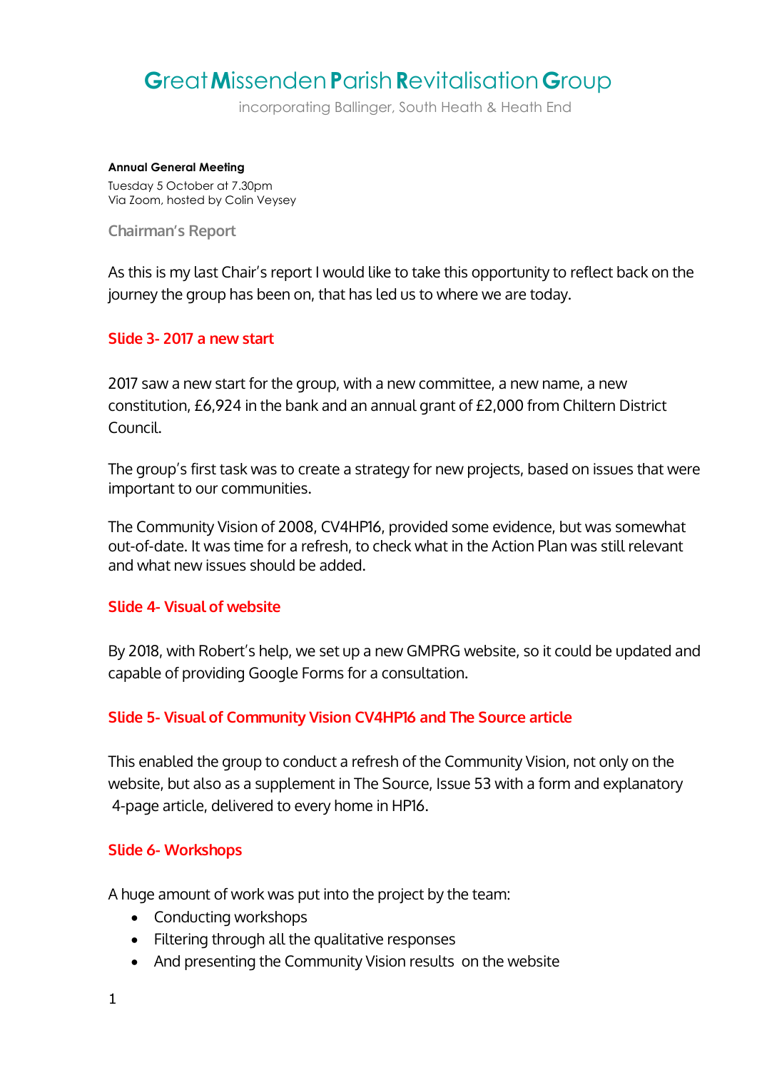# **G**reat **M**issenden **P**arish **R**evitalisation **G**roup

incorporating Ballinger, South Heath & Heath End

**Annual General Meeting**

Tuesday 5 October at 7.30pm
Via Zoom, hosted by Colin Veysey

## Chairman's Report

As this is my last Chair's report I would like to take this opportunity to reflect back on the journey the group has been on, that has led us to where we are today.

### Slide 3- 2017 a new start

2017 saw a new start for the group, with a new committee, a new name, a new constitution, £6,924 in the bank and an annual grant of £2,000 from Chiltern District Council.

The group's first task was to create a strategy for new projects, based on issues that were important to our communities.

The Community Vision of 2008, CV4HP16, provided some evidence, but was somewhat out-of-date. It was time for a refresh, to check what in the Action Plan was still relevant and what new issues should be added.

### Slide 4- Visual of website

By 2018, with Robert's help, we set up a new GMPRG website, so it could be updated and capable of providing Google Forms for a consultation.

### Slide 5- Visual of Community Vision CV4HP16 and The Source article

This enabled the group to conduct a refresh of the Community Vision, not only on the website, but also as a supplement in The Source, Issue 53 with a form and explanatory 4-page article, delivered to every home in HP16.

### Slide 6- Workshops

A huge amount of work was put into the project by the team:

- Conducting workshops
- Filtering through all the qualitative responses
- And presenting the Community Vision results on the website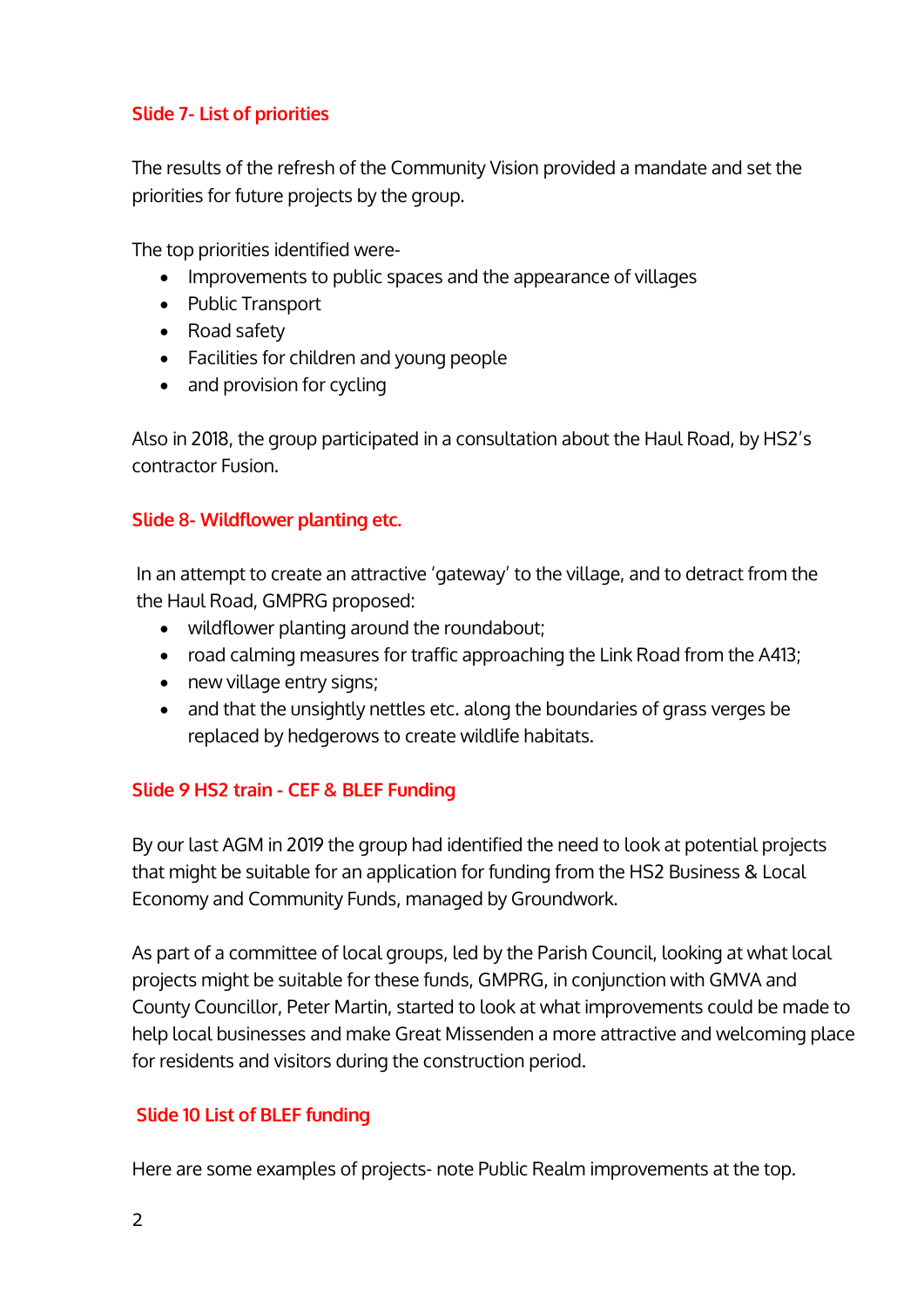### Slide 7- List of priorities

The results of the refresh of the Community Vision provided a mandate and set the priorities for future projects by the group.

The top priorities identified were-

- Improvements to public spaces and the appearance of villages
- Public Transport
- Road safety
- Facilities for children and young people
- and provision for cycling

Also in 2018, the group participated in a consultation about the Haul Road, by HS2's contractor Fusion.

### Slide 8- Wildflower planting etc.

In an attempt to create an attractive 'gateway' to the village, and to detract from the the Haul Road, GMPRG proposed:

- wildflower planting around the roundabout;
- road calming measures for traffic approaching the Link Road from the A413;
- new village entry signs;
- and that the unsightly nettles etc. along the boundaries of grass verges be replaced by hedgerows to create wildlife habitats.

### Slide 9 HS2 train - CEF & BLEF Funding

By our last AGM in 2019 the group had identified the need to look at potential projects that might be suitable for an application for funding from the HS2 Business & Local Economy and Community Funds, managed by Groundwork.

As part of a committee of local groups, led by the Parish Council, looking at what local projects might be suitable for these funds, GMPRG, in conjunction with GMVA and County Councillor, Peter Martin, started to look at what improvements could be made to help local businesses and make Great Missenden a more attractive and welcoming place for residents and visitors during the construction period.

### Slide 10 List of BLEF funding

Here are some examples of projects- note Public Realm improvements at the top.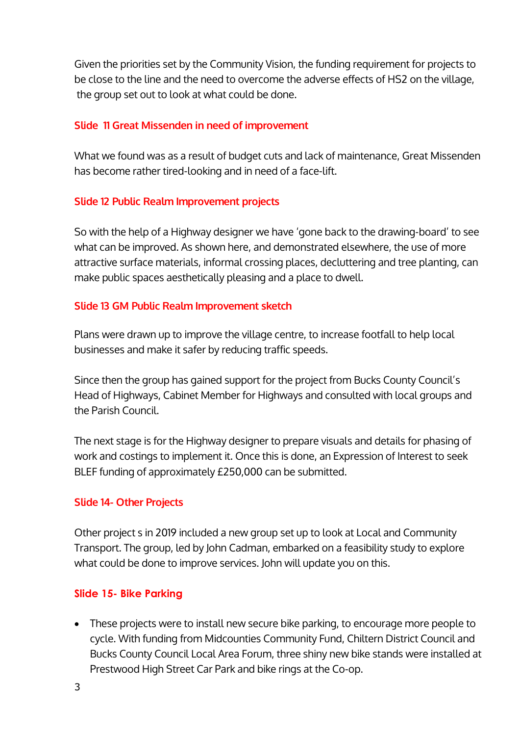Given the priorities set by the Community Vision, the funding requirement for projects to be close to the line and the need to overcome the adverse effects of HS2 on the village, the group set out to look at what could be done.

### Slide 11 Great Missenden in need of improvement

What we found was as a result of budget cuts and lack of maintenance, Great Missenden has become rather tired-looking and in need of a face-lift.

### Slide 12 Public Realm Improvement projects

So with the help of a Highway designer we have 'gone back to the drawing-board' to see what can be improved. As shown here, and demonstrated elsewhere, the use of more attractive surface materials, informal crossing places, decluttering and tree planting, can make public spaces aesthetically pleasing and a place to dwell.

### Slide 13 GM Public Realm Improvement sketch

Plans were drawn up to improve the village centre, to increase footfall to help local businesses and make it safer by reducing traffic speeds.

Since then the group has gained support for the project from Bucks County Council's Head of Highways, Cabinet Member for Highways and consulted with local groups and the Parish Council.

The next stage is for the Highway designer to prepare visuals and details for phasing of work and costings to implement it. Once this is done, an Expression of Interest to seek BLEF funding of approximately £250,000 can be submitted.

### Slide 14- Other Projects

Other project s in 2019 included a new group set up to look at Local and Community Transport. The group, led by John Cadman, embarked on a feasibility study to explore what could be done to improve services. John will update you on this.

### Slide 15- Bike Parking

- These projects were to install new secure bike parking, to encourage more people to cycle. With funding from Midcounties Community Fund, Chiltern District Council and Bucks County Council Local Area Forum, three shiny new bike stands were installed at Prestwood High Street Car Park and bike rings at the Co-op.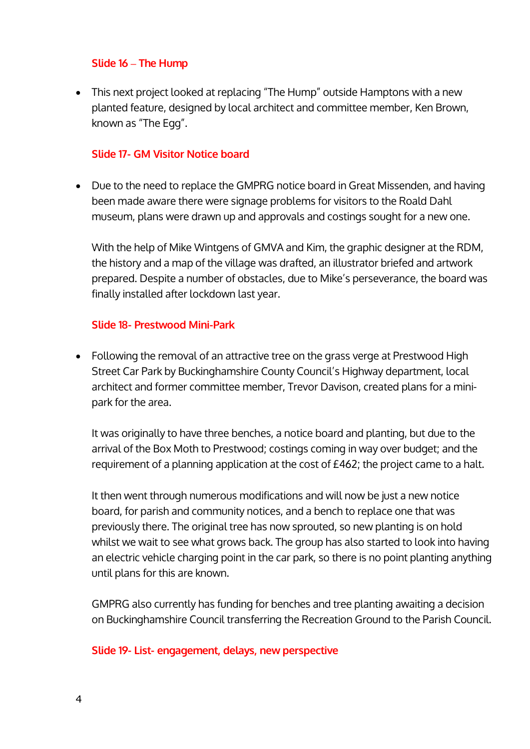**Slide 16 – The Hump**

- This next project looked at replacing "The Hump" outside Hamptons with a new planted feature, designed by local architect and committee member, Ken Brown, known as "The Egg".

**Slide 17- GM Visitor Notice board**

- Due to the need to replace the GMPRG notice board in Great Missenden, and having been made aware there were signage problems for visitors to the Roald Dahl museum, plans were drawn up and approvals and costings sought for a new one.

  With the help of Mike Wintgens of GMVA and Kim, the graphic designer at the RDM, the history and a map of the village was drafted, an illustrator briefed and artwork prepared. Despite a number of obstacles, due to Mike's perseverance, the board was finally installed after lockdown last year.

**Slide 18- Prestwood Mini-Park**

- Following the removal of an attractive tree on the grass verge at Prestwood High Street Car Park by Buckinghamshire County Council's Highway department, local architect and former committee member, Trevor Davison, created plans for a mini-park for the area.

  It was originally to have three benches, a notice board and planting, but due to the arrival of the Box Moth to Prestwood; costings coming in way over budget; and the requirement of a planning application at the cost of £462; the project came to a halt.

  It then went through numerous modifications and will now be just a new notice board, for parish and community notices, and a bench to replace one that was previously there. The original tree has now sprouted, so new planting is on hold whilst we wait to see what grows back. The group has also started to look into having an electric vehicle charging point in the car park, so there is no point planting anything until plans for this are known.

  GMPRG also currently has funding for benches and tree planting awaiting a decision on Buckinghamshire Council transferring the Recreation Ground to the Parish Council.

**Slide 19- List- engagement, delays, new perspective**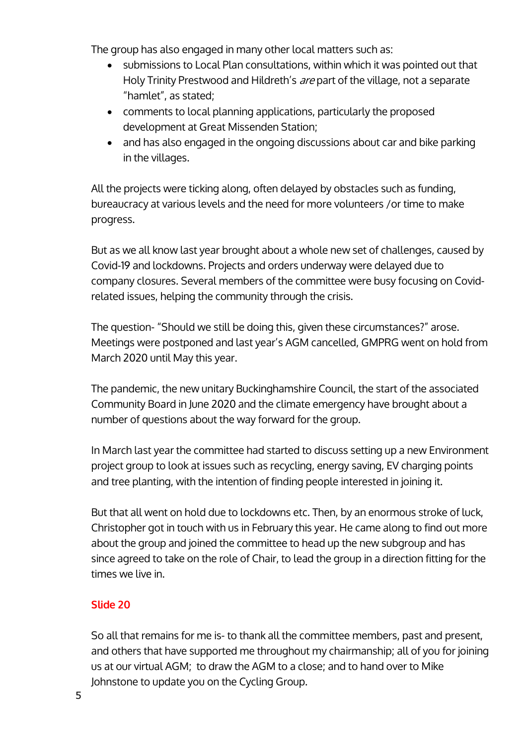The group has also engaged in many other local matters such as:

- submissions to Local Plan consultations, within which it was pointed out that Holy Trinity Prestwood and Hildreth's *are* part of the village, not a separate "hamlet", as stated;
- comments to local planning applications, particularly the proposed development at Great Missenden Station;
- and has also engaged in the ongoing discussions about car and bike parking in the villages.

All the projects were ticking along, often delayed by obstacles such as funding, bureaucracy at various levels and the need for more volunteers /or time to make progress.

But as we all know last year brought about a whole new set of challenges, caused by Covid-19 and lockdowns. Projects and orders underway were delayed due to company closures. Several members of the committee were busy focusing on Covid-related issues, helping the community through the crisis.

The question- "Should we still be doing this, given these circumstances?" arose. Meetings were postponed and last year's AGM cancelled, GMPRG went on hold from March 2020 until May this year.

The pandemic, the new unitary Buckinghamshire Council, the start of the associated Community Board in June 2020 and the climate emergency have brought about a number of questions about the way forward for the group.

In March last year the committee had started to discuss setting up a new Environment project group to look at issues such as recycling, energy saving, EV charging points and tree planting, with the intention of finding people interested in joining it.

But that all went on hold due to lockdowns etc. Then, by an enormous stroke of luck, Christopher got in touch with us in February this year. He came along to find out more about the group and joined the committee to head up the new subgroup and has since agreed to take on the role of Chair, to lead the group in a direction fitting for the times we live in.

**Slide 20**

So all that remains for me is- to thank all the committee members, past and present, and others that have supported me throughout my chairmanship; all of you for joining us at our virtual AGM; to draw the AGM to a close; and to hand over to Mike Johnstone to update you on the Cycling Group.